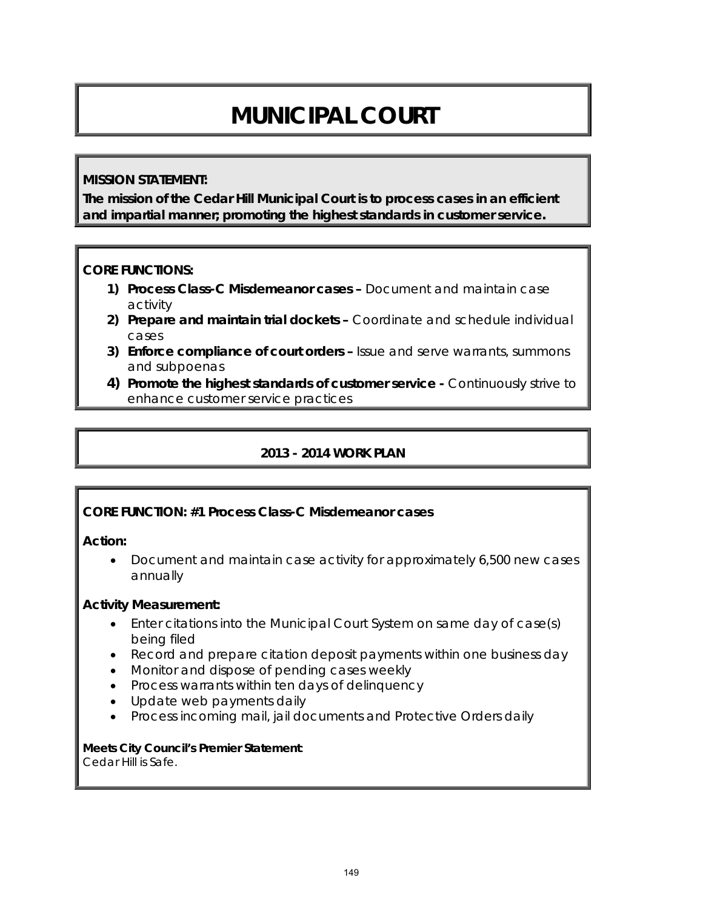# MUNICIPAL COURT

**MISSION STATEMENT:**

**The mission of the Cedar Hill Municipal Court is to process cases in an efficient and impartial manner; promoting the highest standards in customer service.**

**CORE FUNCTIONS:**

1) **Process Class-C Misdemeanor cases –** Document and maintain case activity
2) **Prepare and maintain trial dockets –** Coordinate and schedule individual cases
3) **Enforce compliance of court orders –** Issue and serve warrants, summons and subpoenas
4) **Promote the highest standards of customer service -** Continuously strive to enhance customer service practices

## 2013 - 2014 WORK PLAN

**CORE FUNCTION: #1 Process Class-C Misdemeanor cases**

**Action:**

- Document and maintain case activity for approximately 6,500 new cases annually

**Activity Measurement:**

- Enter citations into the Municipal Court System on same day of case(s) being filed
- Record and prepare citation deposit payments within one business day
- Monitor and dispose of pending cases weekly
- Process warrants within ten days of delinquency
- Update web payments daily
- Process incoming mail, jail documents and Protective Orders daily

**Meets City Council's Premier Statement**:
Cedar Hill is Safe.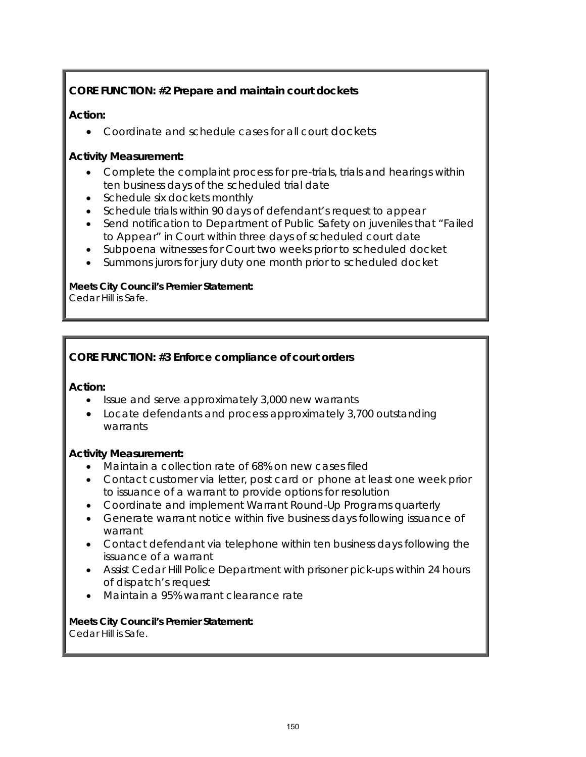**CORE FUNCTION: #2 Prepare and maintain court dockets**

**Action:**

- Coordinate and schedule cases for all court dockets

**Activity Measurement:**

- Complete the complaint process for pre-trials, trials and hearings within ten business days of the scheduled trial date
- Schedule six dockets monthly
- Schedule trials within 90 days of defendant's request to appear
- Send notification to Department of Public Safety on juveniles that "Failed to Appear" in Court within three days of scheduled court date
- Subpoena witnesses for Court two weeks prior to scheduled docket
- Summons jurors for jury duty one month prior to scheduled docket

**Meets City Council's Premier Statement:**
Cedar Hill is Safe.

**CORE FUNCTION: #3 Enforce compliance of court orders**

**Action:**

- Issue and serve approximately 3,000 new warrants
- Locate defendants and process approximately 3,700 outstanding warrants

**Activity Measurement:**

- Maintain a collection rate of 68% on new cases filed
- Contact customer via letter, post card or phone at least one week prior to issuance of a warrant to provide options for resolution
- Coordinate and implement Warrant Round-Up Programs quarterly
- Generate warrant notice within five business days following issuance of warrant
- Contact defendant via telephone within ten business days following the issuance of a warrant
- Assist Cedar Hill Police Department with prisoner pick-ups within 24 hours of dispatch's request
- Maintain a 95% warrant clearance rate

**Meets City Council's Premier Statement:**
Cedar Hill is Safe.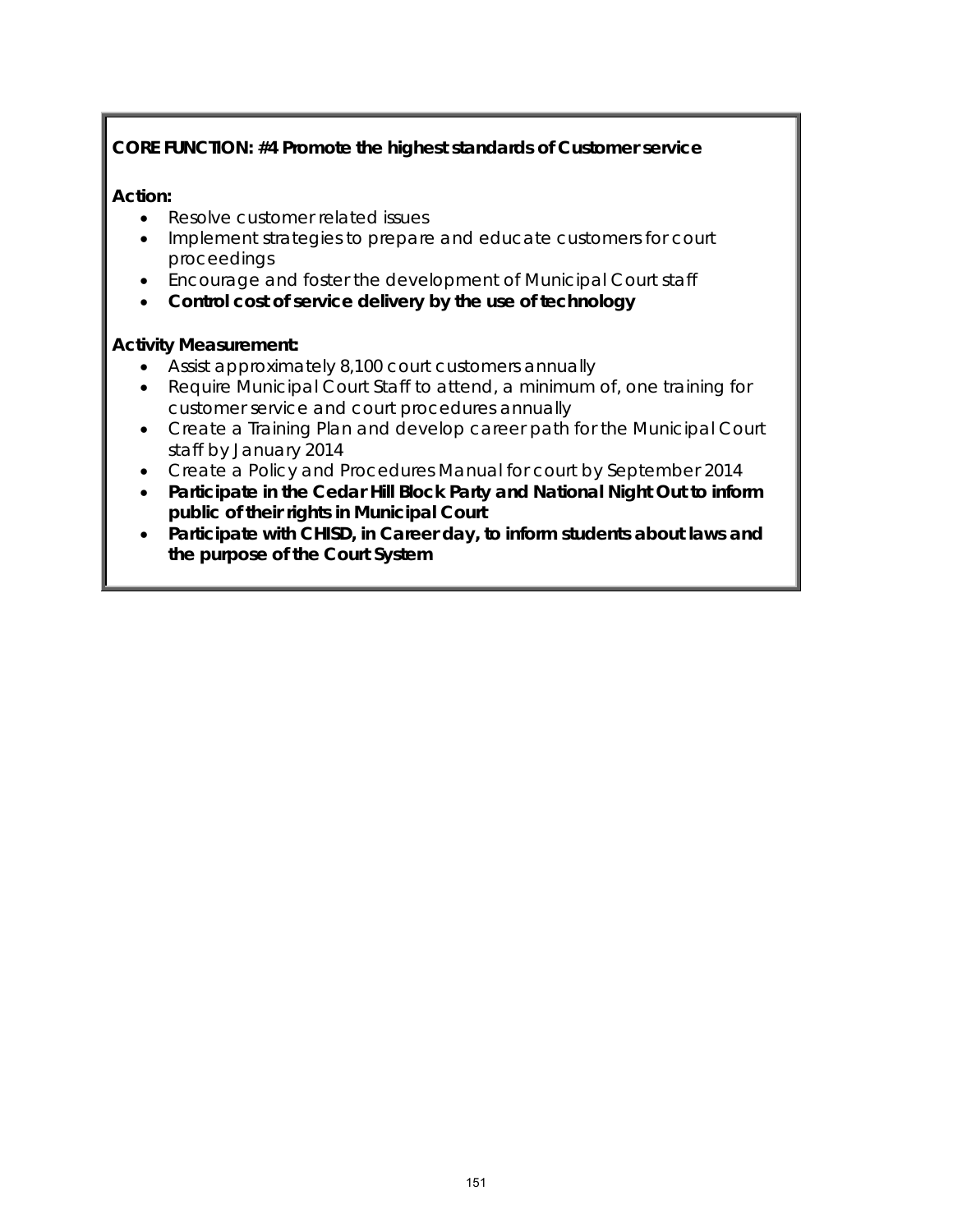**CORE FUNCTION: #4 Promote the highest standards of Customer service**

**Action:**

- Resolve customer related issues
- Implement strategies to prepare and educate customers for court proceedings
- Encourage and foster the development of Municipal Court staff
- **Control cost of service delivery by the use of technology**

**Activity Measurement:**

- Assist approximately 8,100 court customers annually
- Require Municipal Court Staff to attend, a minimum of, one training for customer service and court procedures annually
- Create a Training Plan and develop career path for the Municipal Court staff by January 2014
- Create a Policy and Procedures Manual for court by September 2014
- **Participate in the Cedar Hill Block Party and National Night Out to inform public of their rights in Municipal Court**
- **Participate with CHISD, in Career day, to inform students about laws and the purpose of the Court System**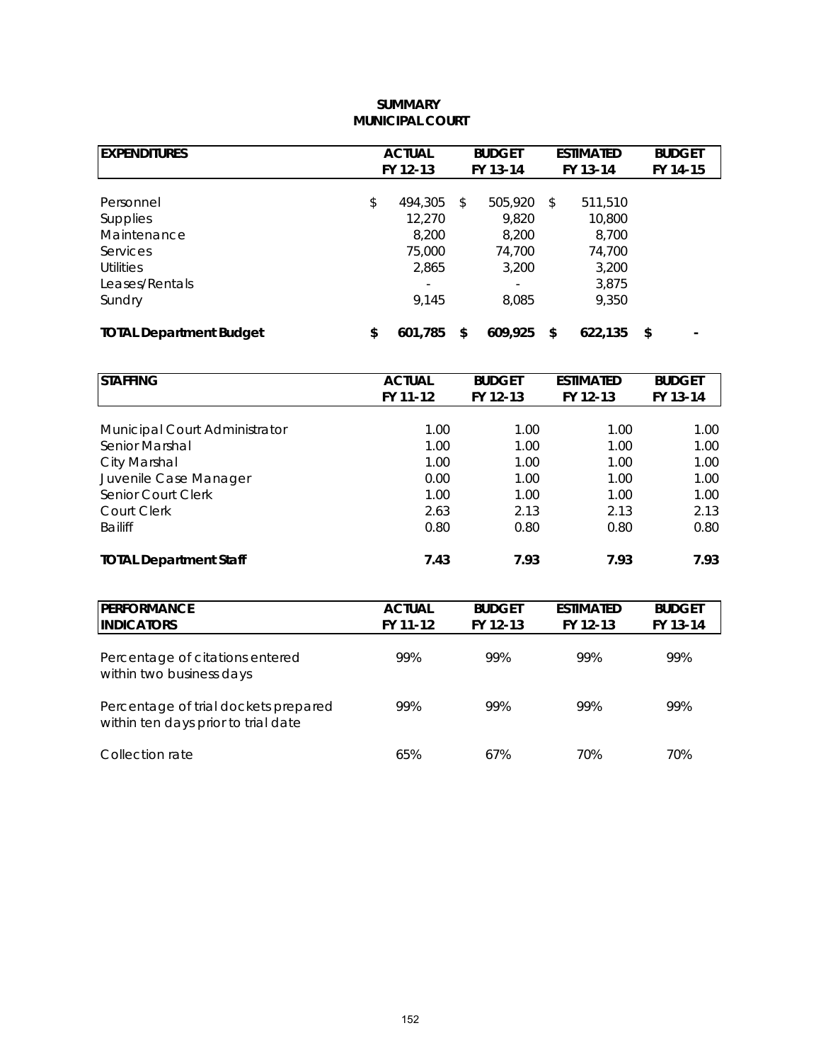# SUMMARY
## MUNICIPAL COURT

| EXPENDITURES | ACTUAL FY 12-13 | BUDGET FY 13-14 | ESTIMATED FY 13-14 | BUDGET FY 14-15 |
|---|---|---|---|---|
| Personnel | $ 494,305 | $ 505,920 | $ 511,510 | |
| Supplies | 12,270 | 9,820 | 10,800 | |
| Maintenance | 8,200 | 8,200 | 8,700 | |
| Services | 75,000 | 74,700 | 74,700 | |
| Utilities | 2,865 | 3,200 | 3,200 | |
| Leases/Rentals | - | - | 3,875 | |
| Sundry | 9,145 | 8,085 | 9,350 | |
| **TOTAL Department Budget** | **$ 601,785** | **$ 609,925** | **$ 622,135** | **$ -** |

| STAFFING | ACTUAL FY 11-12 | BUDGET FY 12-13 | ESTIMATED FY 12-13 | BUDGET FY 13-14 |
|---|---|---|---|---|
| Municipal Court Administrator | 1.00 | 1.00 | 1.00 | 1.00 |
| Senior Marshal | 1.00 | 1.00 | 1.00 | 1.00 |
| City Marshal | 1.00 | 1.00 | 1.00 | 1.00 |
| Juvenile Case Manager | 0.00 | 1.00 | 1.00 | 1.00 |
| Senior Court Clerk | 1.00 | 1.00 | 1.00 | 1.00 |
| Court Clerk | 2.63 | 2.13 | 2.13 | 2.13 |
| Bailiff | 0.80 | 0.80 | 0.80 | 0.80 |
| **TOTAL Department Staff** | **7.43** | **7.93** | **7.93** | **7.93** |

| PERFORMANCE INDICATORS | ACTUAL FY 11-12 | BUDGET FY 12-13 | ESTIMATED FY 12-13 | BUDGET FY 13-14 |
|---|---|---|---|---|
| Percentage of citations entered within two business days | 99% | 99% | 99% | 99% |
| Percentage of trial dockets prepared within ten days prior to trial date | 99% | 99% | 99% | 99% |
| Collection rate | 65% | 67% | 70% | 70% |